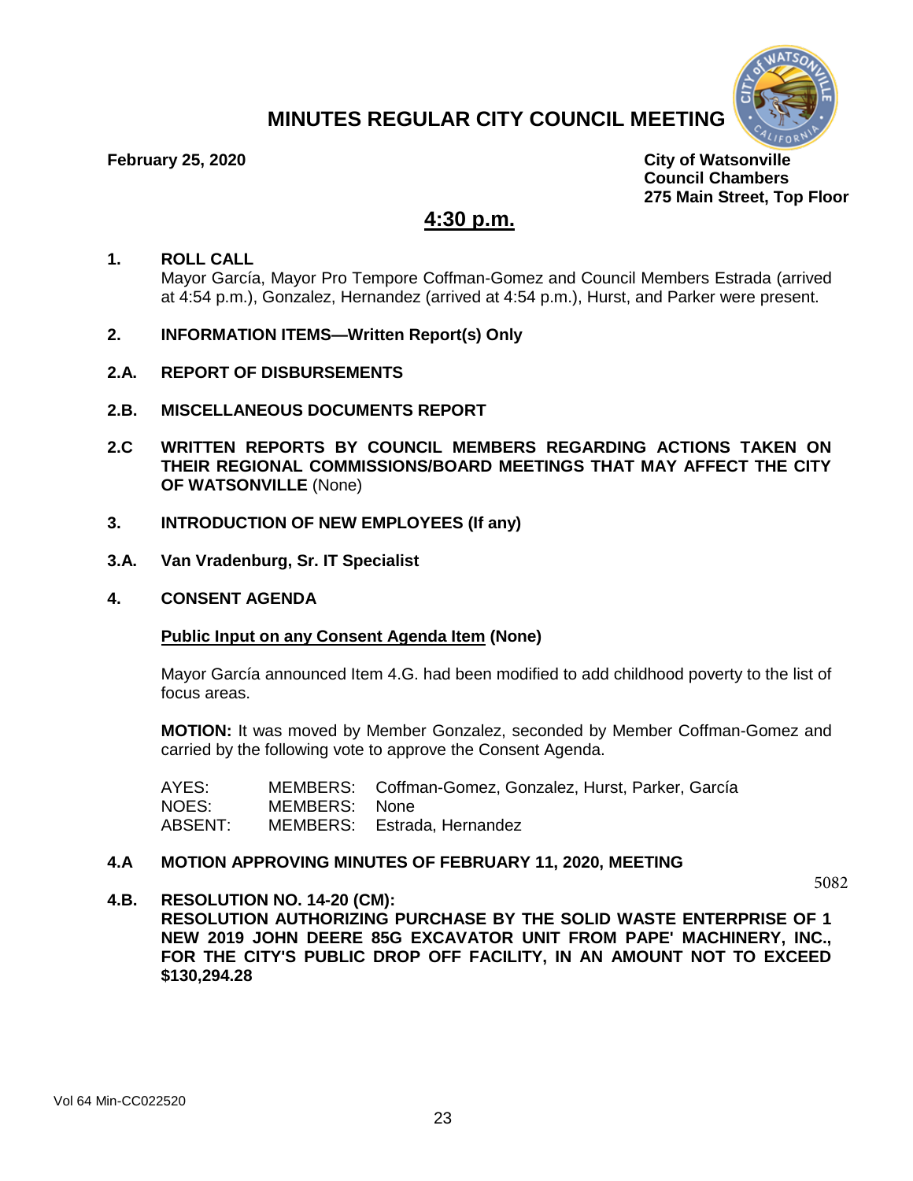# MINUTES REGULAR CITY COUNCIL MEETING

**February 25, 2020**

**City of Watsonville**
**Council Chambers**
**275 Main Street, Top Floor**

## 4:30 p.m.

**1. ROLL CALL**

Mayor García, Mayor Pro Tempore Coffman-Gomez and Council Members Estrada (arrived at 4:54 p.m.), Gonzalez, Hernandez (arrived at 4:54 p.m.), Hurst, and Parker were present.

**2. INFORMATION ITEMS—Written Report(s) Only**

**2.A. REPORT OF DISBURSEMENTS**

**2.B. MISCELLANEOUS DOCUMENTS REPORT**

**2.C WRITTEN REPORTS BY COUNCIL MEMBERS REGARDING ACTIONS TAKEN ON THEIR REGIONAL COMMISSIONS/BOARD MEETINGS THAT MAY AFFECT THE CITY OF WATSONVILLE** (None)

**3. INTRODUCTION OF NEW EMPLOYEES (If any)**

**3.A. Van Vradenburg, Sr. IT Specialist**

**4. CONSENT AGENDA**

**Public Input on any Consent Agenda Item (None)**

Mayor García announced Item 4.G. had been modified to add childhood poverty to the list of focus areas.

**MOTION:** It was moved by Member Gonzalez, seconded by Member Coffman-Gomez and carried by the following vote to approve the Consent Agenda.

| | | |
|---|---|---|
| AYES: | MEMBERS: | Coffman-Gomez, Gonzalez, Hurst, Parker, García |
| NOES: | MEMBERS: | None |
| ABSENT: | MEMBERS: | Estrada, Hernandez |

**4.A MOTION APPROVING MINUTES OF FEBRUARY 11, 2020, MEETING**

5082

**4.B. RESOLUTION NO. 14-20 (CM):**
**RESOLUTION AUTHORIZING PURCHASE BY THE SOLID WASTE ENTERPRISE OF 1 NEW 2019 JOHN DEERE 85G EXCAVATOR UNIT FROM PAPE' MACHINERY, INC., FOR THE CITY'S PUBLIC DROP OFF FACILITY, IN AN AMOUNT NOT TO EXCEED $130,294.28**

Vol 64 Min-CC022520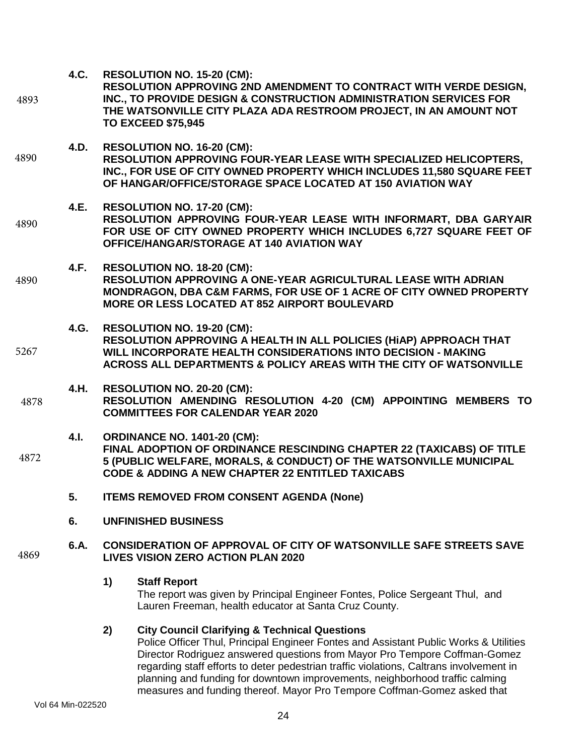4893

**4.C. RESOLUTION NO. 15-20 (CM):**
**RESOLUTION APPROVING 2ND AMENDMENT TO CONTRACT WITH VERDE DESIGN, INC., TO PROVIDE DESIGN & CONSTRUCTION ADMINISTRATION SERVICES FOR THE WATSONVILLE CITY PLAZA ADA RESTROOM PROJECT, IN AN AMOUNT NOT TO EXCEED $75,945**

4890

**4.D. RESOLUTION NO. 16-20 (CM):**
**RESOLUTION APPROVING FOUR-YEAR LEASE WITH SPECIALIZED HELICOPTERS, INC., FOR USE OF CITY OWNED PROPERTY WHICH INCLUDES 11,580 SQUARE FEET OF HANGAR/OFFICE/STORAGE SPACE LOCATED AT 150 AVIATION WAY**

4890

**4.E. RESOLUTION NO. 17-20 (CM):**
**RESOLUTION APPROVING FOUR-YEAR LEASE WITH INFORMART, DBA GARYAIR FOR USE OF CITY OWNED PROPERTY WHICH INCLUDES 6,727 SQUARE FEET OF OFFICE/HANGAR/STORAGE AT 140 AVIATION WAY**

4890

**4.F. RESOLUTION NO. 18-20 (CM):**
**RESOLUTION APPROVING A ONE-YEAR AGRICULTURAL LEASE WITH ADRIAN MONDRAGON, DBA C&M FARMS, FOR USE OF 1 ACRE OF CITY OWNED PROPERTY MORE OR LESS LOCATED AT 852 AIRPORT BOULEVARD**

5267

**4.G. RESOLUTION NO. 19-20 (CM):**
**RESOLUTION APPROVING A HEALTH IN ALL POLICIES (HiAP) APPROACH THAT WILL INCORPORATE HEALTH CONSIDERATIONS INTO DECISION - MAKING ACROSS ALL DEPARTMENTS & POLICY AREAS WITH THE CITY OF WATSONVILLE**

4878

**4.H. RESOLUTION NO. 20-20 (CM):**
**RESOLUTION AMENDING RESOLUTION 4-20 (CM) APPOINTING MEMBERS TO COMMITTEES FOR CALENDAR YEAR 2020**

4872

**4.I. ORDINANCE NO. 1401-20 (CM):**
**FINAL ADOPTION OF ORDINANCE RESCINDING CHAPTER 22 (TAXICABS) OF TITLE 5 (PUBLIC WELFARE, MORALS, & CONDUCT) OF THE WATSONVILLE MUNICIPAL CODE & ADDING A NEW CHAPTER 22 ENTITLED TAXICABS**

**5. ITEMS REMOVED FROM CONSENT AGENDA (None)**

**6. UNFINISHED BUSINESS**

4869

**6.A. CONSIDERATION OF APPROVAL OF CITY OF WATSONVILLE SAFE STREETS SAVE LIVES VISION ZERO ACTION PLAN 2020**

**1) Staff Report**

The report was given by Principal Engineer Fontes, Police Sergeant Thul, and Lauren Freeman, health educator at Santa Cruz County.

**2) City Council Clarifying & Technical Questions**

Police Officer Thul, Principal Engineer Fontes and Assistant Public Works & Utilities Director Rodriguez answered questions from Mayor Pro Tempore Coffman-Gomez regarding staff efforts to deter pedestrian traffic violations, Caltrans involvement in planning and funding for downtown improvements, neighborhood traffic calming measures and funding thereof. Mayor Pro Tempore Coffman-Gomez asked that

Vol 64 Min-022520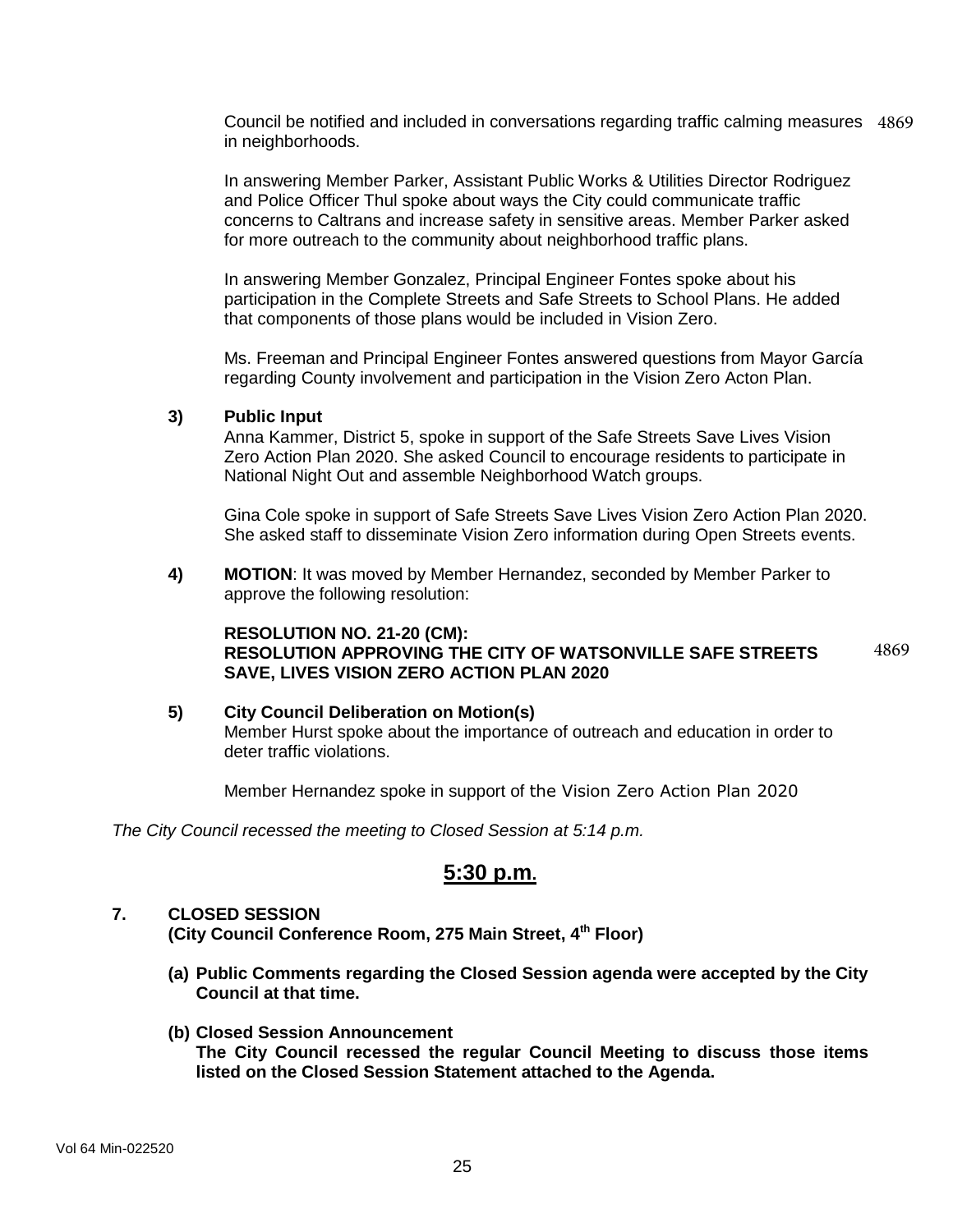Council be notified and included in conversations regarding traffic calming measures in neighborhoods. 4869

In answering Member Parker, Assistant Public Works & Utilities Director Rodriguez and Police Officer Thul spoke about ways the City could communicate traffic concerns to Caltrans and increase safety in sensitive areas. Member Parker asked for more outreach to the community about neighborhood traffic plans.

In answering Member Gonzalez, Principal Engineer Fontes spoke about his participation in the Complete Streets and Safe Streets to School Plans. He added that components of those plans would be included in Vision Zero.

Ms. Freeman and Principal Engineer Fontes answered questions from Mayor García regarding County involvement and participation in the Vision Zero Acton Plan.

**3) Public Input**

Anna Kammer, District 5, spoke in support of the Safe Streets Save Lives Vision Zero Action Plan 2020. She asked Council to encourage residents to participate in National Night Out and assemble Neighborhood Watch groups.

Gina Cole spoke in support of Safe Streets Save Lives Vision Zero Action Plan 2020. She asked staff to disseminate Vision Zero information during Open Streets events.

**4) MOTION**: It was moved by Member Hernandez, seconded by Member Parker to approve the following resolution:

**RESOLUTION NO. 21-20 (CM):**
**RESOLUTION APPROVING THE CITY OF WATSONVILLE SAFE STREETS SAVE, LIVES VISION ZERO ACTION PLAN 2020** 4869

**5) City Council Deliberation on Motion(s)**

Member Hurst spoke about the importance of outreach and education in order to deter traffic violations.

Member Hernandez spoke in support of the Vision Zero Action Plan 2020

*The City Council recessed the meeting to Closed Session at 5:14 p.m.*

## **5:30 p.m.**

**7. CLOSED SESSION**
**(City Council Conference Room, 275 Main Street, 4th Floor)**

**(a) Public Comments regarding the Closed Session agenda were accepted by the City Council at that time.**

**(b) Closed Session Announcement**
**The City Council recessed the regular Council Meeting to discuss those items listed on the Closed Session Statement attached to the Agenda.**

Vol 64 Min-022520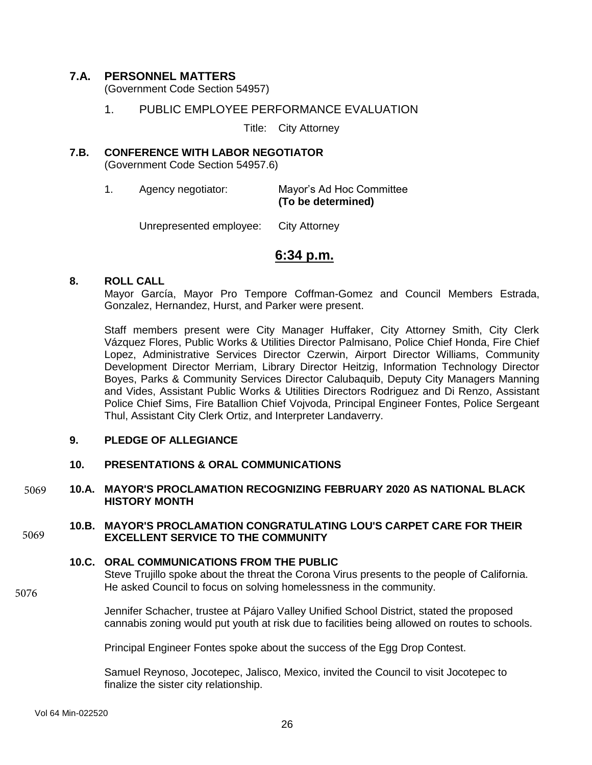### 7.A. PERSONNEL MATTERS

(Government Code Section 54957)

1. PUBLIC EMPLOYEE PERFORMANCE EVALUATION

Title: City Attorney

### 7.B. CONFERENCE WITH LABOR NEGOTIATOR

(Government Code Section 54957.6)

1. Agency negotiator: Mayor's Ad Hoc Committee **(To be determined)**

Unrepresented employee: City Attorney

## **6:34 p.m.**

### 8. ROLL CALL

Mayor García, Mayor Pro Tempore Coffman-Gomez and Council Members Estrada, Gonzalez, Hernandez, Hurst, and Parker were present.

Staff members present were City Manager Huffaker, City Attorney Smith, City Clerk Vázquez Flores, Public Works & Utilities Director Palmisano, Police Chief Honda, Fire Chief Lopez, Administrative Services Director Czerwin, Airport Director Williams, Community Development Director Merriam, Library Director Heitzig, Information Technology Director Boyes, Parks & Community Services Director Calubaquib, Deputy City Managers Manning and Vides, Assistant Public Works & Utilities Directors Rodriguez and Di Renzo, Assistant Police Chief Sims, Fire Batallion Chief Vojvoda, Principal Engineer Fontes, Police Sergeant Thul, Assistant City Clerk Ortiz, and Interpreter Landaverry.

### 9. PLEDGE OF ALLEGIANCE

### 10. PRESENTATIONS & ORAL COMMUNICATIONS

5069 **10.A. MAYOR'S PROCLAMATION RECOGNIZING FEBRUARY 2020 AS NATIONAL BLACK HISTORY MONTH**

5069 **10.B. MAYOR'S PROCLAMATION CONGRATULATING LOU'S CARPET CARE FOR THEIR EXCELLENT SERVICE TO THE COMMUNITY**

5076 **10.C. ORAL COMMUNICATIONS FROM THE PUBLIC**

Steve Trujillo spoke about the threat the Corona Virus presents to the people of California. He asked Council to focus on solving homelessness in the community.

Jennifer Schacher, trustee at Pájaro Valley Unified School District, stated the proposed cannabis zoning would put youth at risk due to facilities being allowed on routes to schools.

Principal Engineer Fontes spoke about the success of the Egg Drop Contest.

Samuel Reynoso, Jocotepec, Jalisco, Mexico, invited the Council to visit Jocotepec to finalize the sister city relationship.

Vol 64 Min-022520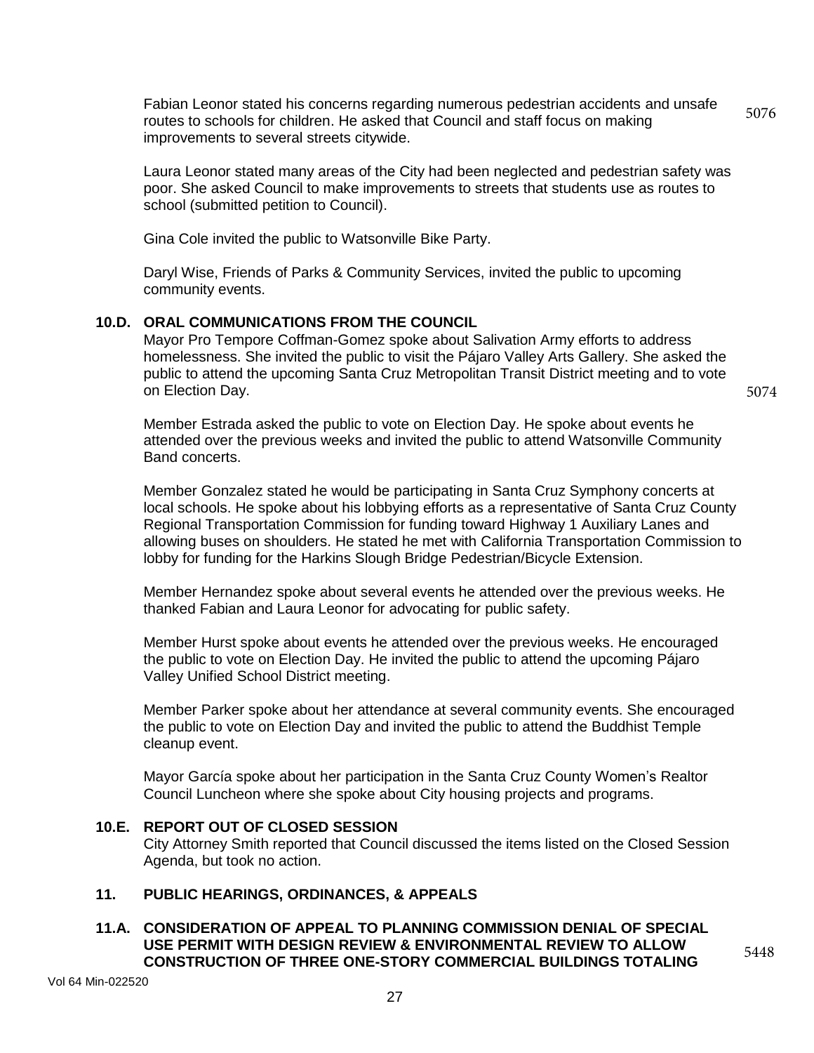Fabian Leonor stated his concerns regarding numerous pedestrian accidents and unsafe routes to schools for children. He asked that Council and staff focus on making improvements to several streets citywide.

5076

Laura Leonor stated many areas of the City had been neglected and pedestrian safety was poor. She asked Council to make improvements to streets that students use as routes to school (submitted petition to Council).

Gina Cole invited the public to Watsonville Bike Party.

Daryl Wise, Friends of Parks & Community Services, invited the public to upcoming community events.

**10.D. ORAL COMMUNICATIONS FROM THE COUNCIL**

Mayor Pro Tempore Coffman-Gomez spoke about Salvation Army efforts to address homelessness. She invited the public to visit the Pájaro Valley Arts Gallery. She asked the public to attend the upcoming Santa Cruz Metropolitan Transit District meeting and to vote on Election Day.

5074

Member Estrada asked the public to vote on Election Day. He spoke about events he attended over the previous weeks and invited the public to attend Watsonville Community Band concerts.

Member Gonzalez stated he would be participating in Santa Cruz Symphony concerts at local schools. He spoke about his lobbying efforts as a representative of Santa Cruz County Regional Transportation Commission for funding toward Highway 1 Auxiliary Lanes and allowing buses on shoulders. He stated he met with California Transportation Commission to lobby for funding for the Harkins Slough Bridge Pedestrian/Bicycle Extension.

Member Hernandez spoke about several events he attended over the previous weeks. He thanked Fabian and Laura Leonor for advocating for public safety.

Member Hurst spoke about events he attended over the previous weeks. He encouraged the public to vote on Election Day. He invited the public to attend the upcoming Pájaro Valley Unified School District meeting.

Member Parker spoke about her attendance at several community events. She encouraged the public to vote on Election Day and invited the public to attend the Buddhist Temple cleanup event.

Mayor García spoke about her participation in the Santa Cruz County Women's Realtor Council Luncheon where she spoke about City housing projects and programs.

**10.E. REPORT OUT OF CLOSED SESSION**

City Attorney Smith reported that Council discussed the items listed on the Closed Session Agenda, but took no action.

**11. PUBLIC HEARINGS, ORDINANCES, & APPEALS**

**11.A. CONSIDERATION OF APPEAL TO PLANNING COMMISSION DENIAL OF SPECIAL USE PERMIT WITH DESIGN REVIEW & ENVIRONMENTAL REVIEW TO ALLOW CONSTRUCTION OF THREE ONE-STORY COMMERCIAL BUILDINGS TOTALING**

5448

Vol 64 Min-022520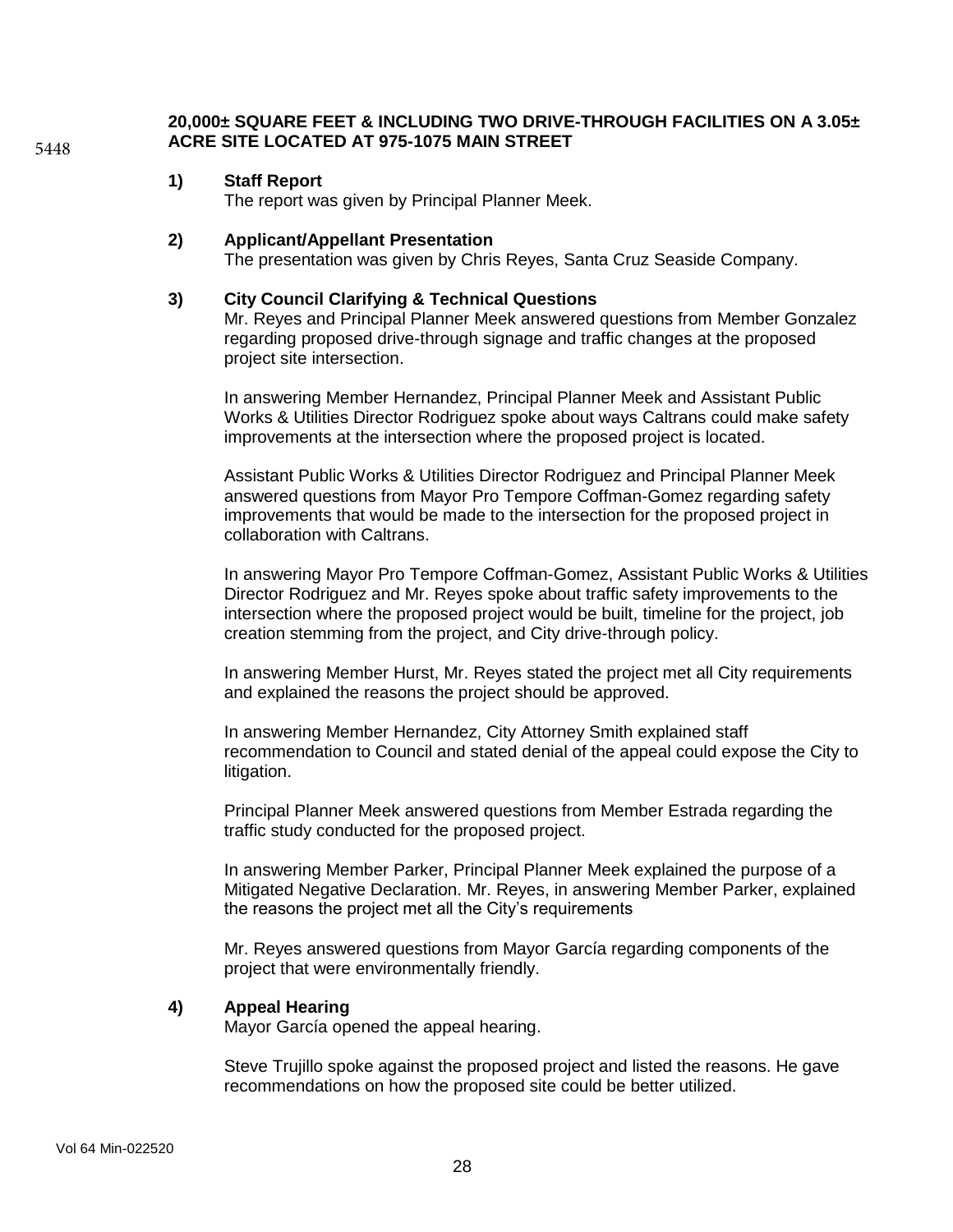**20,000± SQUARE FEET & INCLUDING TWO DRIVE-THROUGH FACILITIES ON A 3.05± ACRE SITE LOCATED AT 975-1075 MAIN STREET**

**1) Staff Report**

The report was given by Principal Planner Meek.

**2) Applicant/Appellant Presentation**

The presentation was given by Chris Reyes, Santa Cruz Seaside Company.

**3) City Council Clarifying & Technical Questions**

Mr. Reyes and Principal Planner Meek answered questions from Member Gonzalez regarding proposed drive-through signage and traffic changes at the proposed project site intersection.

In answering Member Hernandez, Principal Planner Meek and Assistant Public Works & Utilities Director Rodriguez spoke about ways Caltrans could make safety improvements at the intersection where the proposed project is located.

Assistant Public Works & Utilities Director Rodriguez and Principal Planner Meek answered questions from Mayor Pro Tempore Coffman-Gomez regarding safety improvements that would be made to the intersection for the proposed project in collaboration with Caltrans.

In answering Mayor Pro Tempore Coffman-Gomez, Assistant Public Works & Utilities Director Rodriguez and Mr. Reyes spoke about traffic safety improvements to the intersection where the proposed project would be built, timeline for the project, job creation stemming from the project, and City drive-through policy.

In answering Member Hurst, Mr. Reyes stated the project met all City requirements and explained the reasons the project should be approved.

In answering Member Hernandez, City Attorney Smith explained staff recommendation to Council and stated denial of the appeal could expose the City to litigation.

Principal Planner Meek answered questions from Member Estrada regarding the traffic study conducted for the proposed project.

In answering Member Parker, Principal Planner Meek explained the purpose of a Mitigated Negative Declaration. Mr. Reyes, in answering Member Parker, explained the reasons the project met all the City's requirements

Mr. Reyes answered questions from Mayor García regarding components of the project that were environmentally friendly.

**4) Appeal Hearing**

Mayor García opened the appeal hearing.

Steve Trujillo spoke against the proposed project and listed the reasons. He gave recommendations on how the proposed site could be better utilized.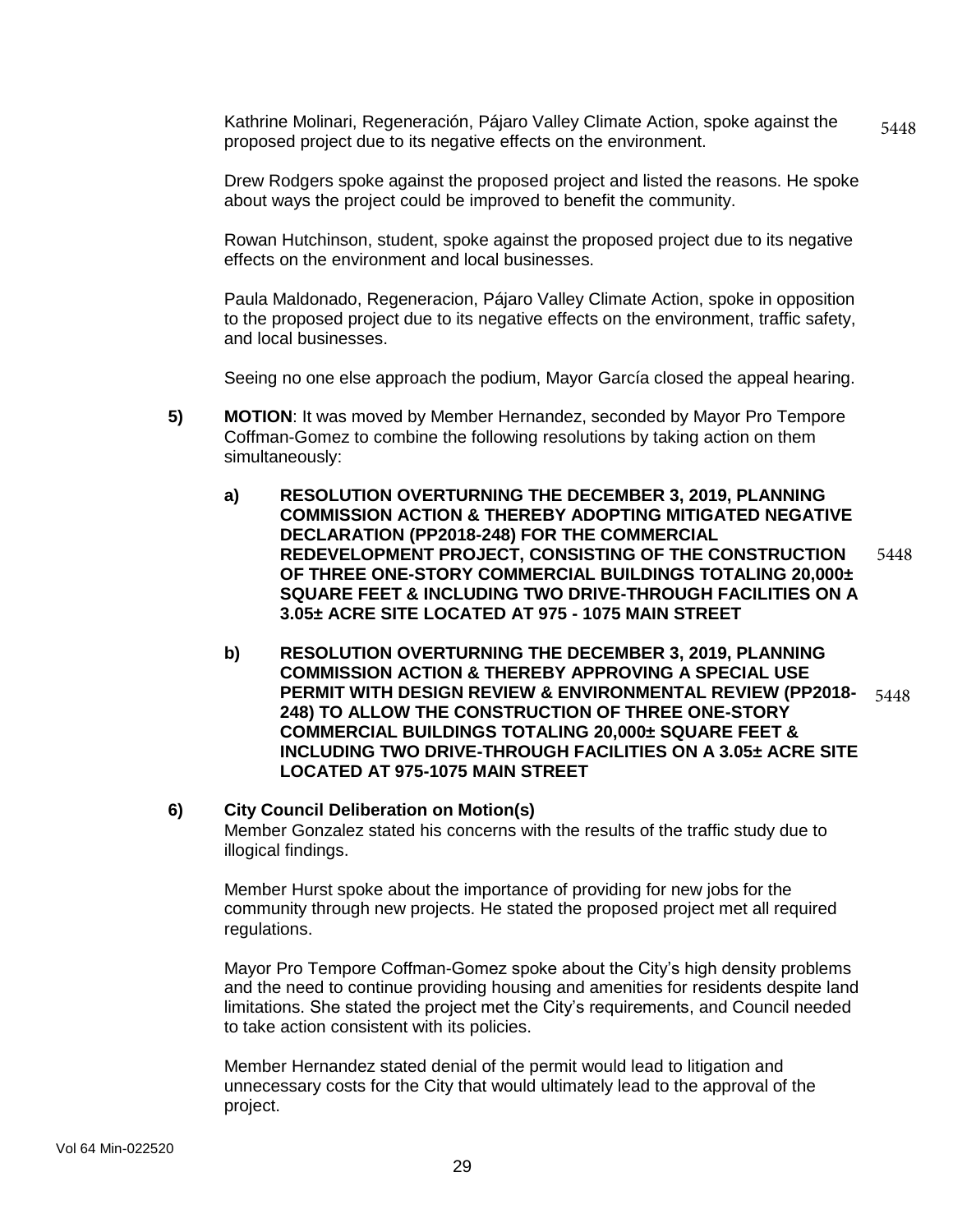Kathrine Molinari, Regeneración, Pájaro Valley Climate Action, spoke against the proposed project due to its negative effects on the environment.

Drew Rodgers spoke against the proposed project and listed the reasons. He spoke about ways the project could be improved to benefit the community.

Rowan Hutchinson, student, spoke against the proposed project due to its negative effects on the environment and local businesses.

Paula Maldonado, Regeneracion, Pájaro Valley Climate Action, spoke in opposition to the proposed project due to its negative effects on the environment, traffic safety, and local businesses.

Seeing no one else approach the podium, Mayor García closed the appeal hearing.

**5)** **MOTION**: It was moved by Member Hernandez, seconded by Mayor Pro Tempore Coffman-Gomez to combine the following resolutions by taking action on them simultaneously:

**a)** **RESOLUTION OVERTURNING THE DECEMBER 3, 2019, PLANNING COMMISSION ACTION & THEREBY ADOPTING MITIGATED NEGATIVE DECLARATION (PP2018-248) FOR THE COMMERCIAL REDEVELOPMENT PROJECT, CONSISTING OF THE CONSTRUCTION OF THREE ONE-STORY COMMERCIAL BUILDINGS TOTALING 20,000± SQUARE FEET & INCLUDING TWO DRIVE-THROUGH FACILITIES ON A 3.05± ACRE SITE LOCATED AT 975 - 1075 MAIN STREET**

**b)** **RESOLUTION OVERTURNING THE DECEMBER 3, 2019, PLANNING COMMISSION ACTION & THEREBY APPROVING A SPECIAL USE PERMIT WITH DESIGN REVIEW & ENVIRONMENTAL REVIEW (PP2018-248) TO ALLOW THE CONSTRUCTION OF THREE ONE-STORY COMMERCIAL BUILDINGS TOTALING 20,000± SQUARE FEET & INCLUDING TWO DRIVE-THROUGH FACILITIES ON A 3.05± ACRE SITE LOCATED AT 975-1075 MAIN STREET**

**6)** **City Council Deliberation on Motion(s)**

Member Gonzalez stated his concerns with the results of the traffic study due to illogical findings.

Member Hurst spoke about the importance of providing for new jobs for the community through new projects. He stated the proposed project met all required regulations.

Mayor Pro Tempore Coffman-Gomez spoke about the City's high density problems and the need to continue providing housing and amenities for residents despite land limitations. She stated the project met the City's requirements, and Council needed to take action consistent with its policies.

Member Hernandez stated denial of the permit would lead to litigation and unnecessary costs for the City that would ultimately lead to the approval of the project.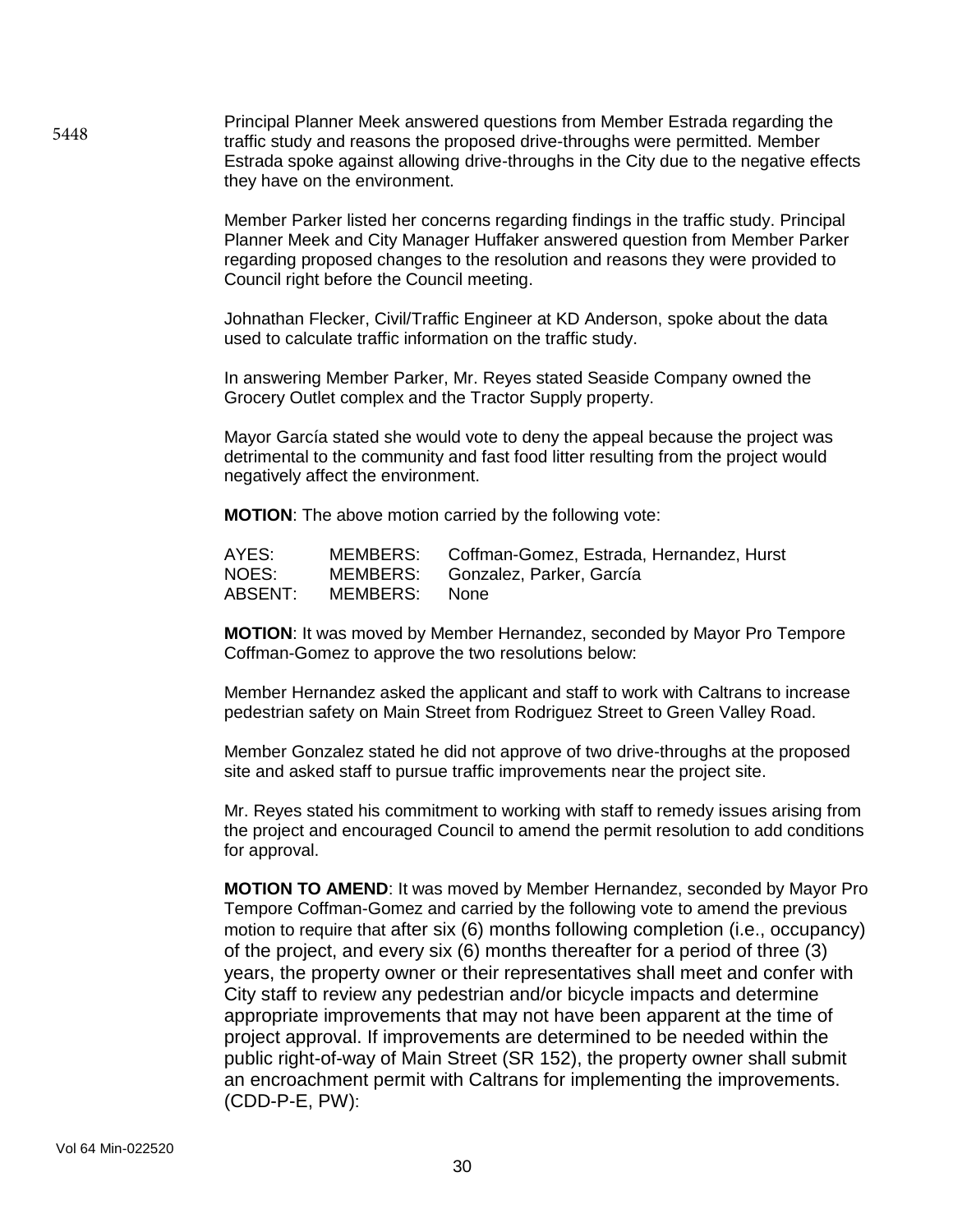Principal Planner Meek answered questions from Member Estrada regarding the traffic study and reasons the proposed drive-throughs were permitted. Member Estrada spoke against allowing drive-throughs in the City due to the negative effects they have on the environment.

Member Parker listed her concerns regarding findings in the traffic study. Principal Planner Meek and City Manager Huffaker answered question from Member Parker regarding proposed changes to the resolution and reasons they were provided to Council right before the Council meeting.

Johnathan Flecker, Civil/Traffic Engineer at KD Anderson, spoke about the data used to calculate traffic information on the traffic study.

In answering Member Parker, Mr. Reyes stated Seaside Company owned the Grocery Outlet complex and the Tractor Supply property.

Mayor García stated she would vote to deny the appeal because the project was detrimental to the community and fast food litter resulting from the project would negatively affect the environment.

**MOTION**: The above motion carried by the following vote:

| | | |
|---|---|---|
| AYES: | MEMBERS: | Coffman-Gomez, Estrada, Hernandez, Hurst |
| NOES: | MEMBERS: | Gonzalez, Parker, García |
| ABSENT: | MEMBERS: | None |

**MOTION**: It was moved by Member Hernandez, seconded by Mayor Pro Tempore Coffman-Gomez to approve the two resolutions below:

Member Hernandez asked the applicant and staff to work with Caltrans to increase pedestrian safety on Main Street from Rodriguez Street to Green Valley Road.

Member Gonzalez stated he did not approve of two drive-throughs at the proposed site and asked staff to pursue traffic improvements near the project site.

Mr. Reyes stated his commitment to working with staff to remedy issues arising from the project and encouraged Council to amend the permit resolution to add conditions for approval.

**MOTION TO AMEND**: It was moved by Member Hernandez, seconded by Mayor Pro Tempore Coffman-Gomez and carried by the following vote to amend the previous motion to require that after six (6) months following completion (i.e., occupancy) of the project, and every six (6) months thereafter for a period of three (3) years, the property owner or their representatives shall meet and confer with City staff to review any pedestrian and/or bicycle impacts and determine appropriate improvements that may not have been apparent at the time of project approval. If improvements are determined to be needed within the public right-of-way of Main Street (SR 152), the property owner shall submit an encroachment permit with Caltrans for implementing the improvements. (CDD-P-E, PW):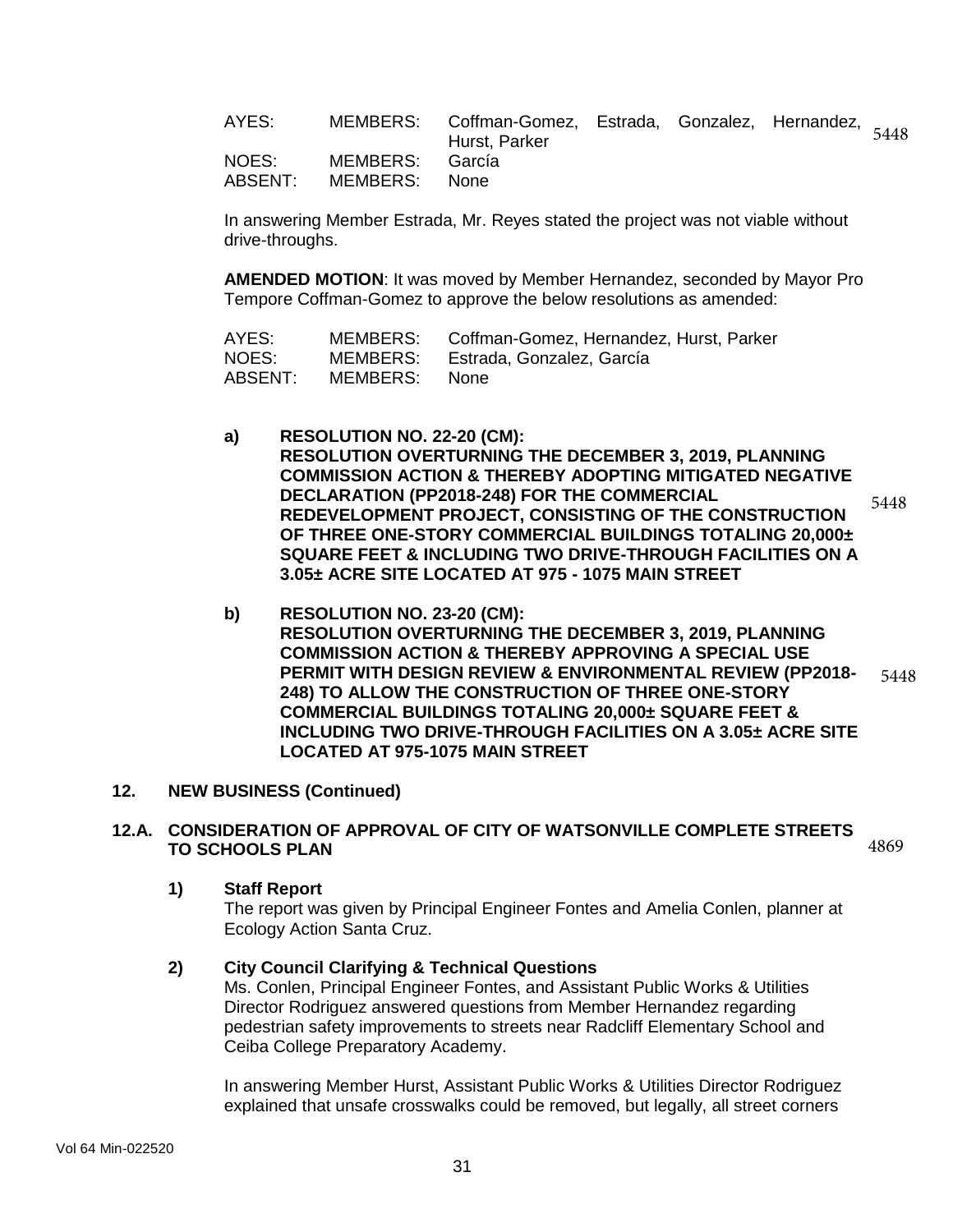| | | |
|---|---|---|
| AYES: | MEMBERS: | Coffman-Gomez, Estrada, Gonzalez, Hernandez, Hurst, Parker |
| NOES: | MEMBERS: | García |
| ABSENT: | MEMBERS: | None |

5448

In answering Member Estrada, Mr. Reyes stated the project was not viable without drive-throughs.

**AMENDED MOTION**: It was moved by Member Hernandez, seconded by Mayor Pro Tempore Coffman-Gomez to approve the below resolutions as amended:

| | | |
|---|---|---|
| AYES: | MEMBERS: | Coffman-Gomez, Hernandez, Hurst, Parker |
| NOES: | MEMBERS: | Estrada, Gonzalez, García |
| ABSENT: | MEMBERS: | None |

**a) RESOLUTION NO. 22-20 (CM):**
**RESOLUTION OVERTURNING THE DECEMBER 3, 2019, PLANNING COMMISSION ACTION & THEREBY ADOPTING MITIGATED NEGATIVE DECLARATION (PP2018-248) FOR THE COMMERCIAL REDEVELOPMENT PROJECT, CONSISTING OF THE CONSTRUCTION OF THREE ONE-STORY COMMERCIAL BUILDINGS TOTALING 20,000± SQUARE FEET & INCLUDING TWO DRIVE-THROUGH FACILITIES ON A 3.05± ACRE SITE LOCATED AT 975 - 1075 MAIN STREET** 5448

**b) RESOLUTION NO. 23-20 (CM):**
**RESOLUTION OVERTURNING THE DECEMBER 3, 2019, PLANNING COMMISSION ACTION & THEREBY APPROVING A SPECIAL USE PERMIT WITH DESIGN REVIEW & ENVIRONMENTAL REVIEW (PP2018-248) TO ALLOW THE CONSTRUCTION OF THREE ONE-STORY COMMERCIAL BUILDINGS TOTALING 20,000± SQUARE FEET & INCLUDING TWO DRIVE-THROUGH FACILITIES ON A 3.05± ACRE SITE LOCATED AT 975-1075 MAIN STREET** 5448

## 12. NEW BUSINESS (Continued)

### 12.A. CONSIDERATION OF APPROVAL OF CITY OF WATSONVILLE COMPLETE STREETS TO SCHOOLS PLAN

4869

**1) Staff Report**
The report was given by Principal Engineer Fontes and Amelia Conlen, planner at Ecology Action Santa Cruz.

**2) City Council Clarifying & Technical Questions**
Ms. Conlen, Principal Engineer Fontes, and Assistant Public Works & Utilities Director Rodriguez answered questions from Member Hernandez regarding pedestrian safety improvements to streets near Radcliff Elementary School and Ceiba College Preparatory Academy.

In answering Member Hurst, Assistant Public Works & Utilities Director Rodriguez explained that unsafe crosswalks could be removed, but legally, all street corners

Vol 64 Min-022520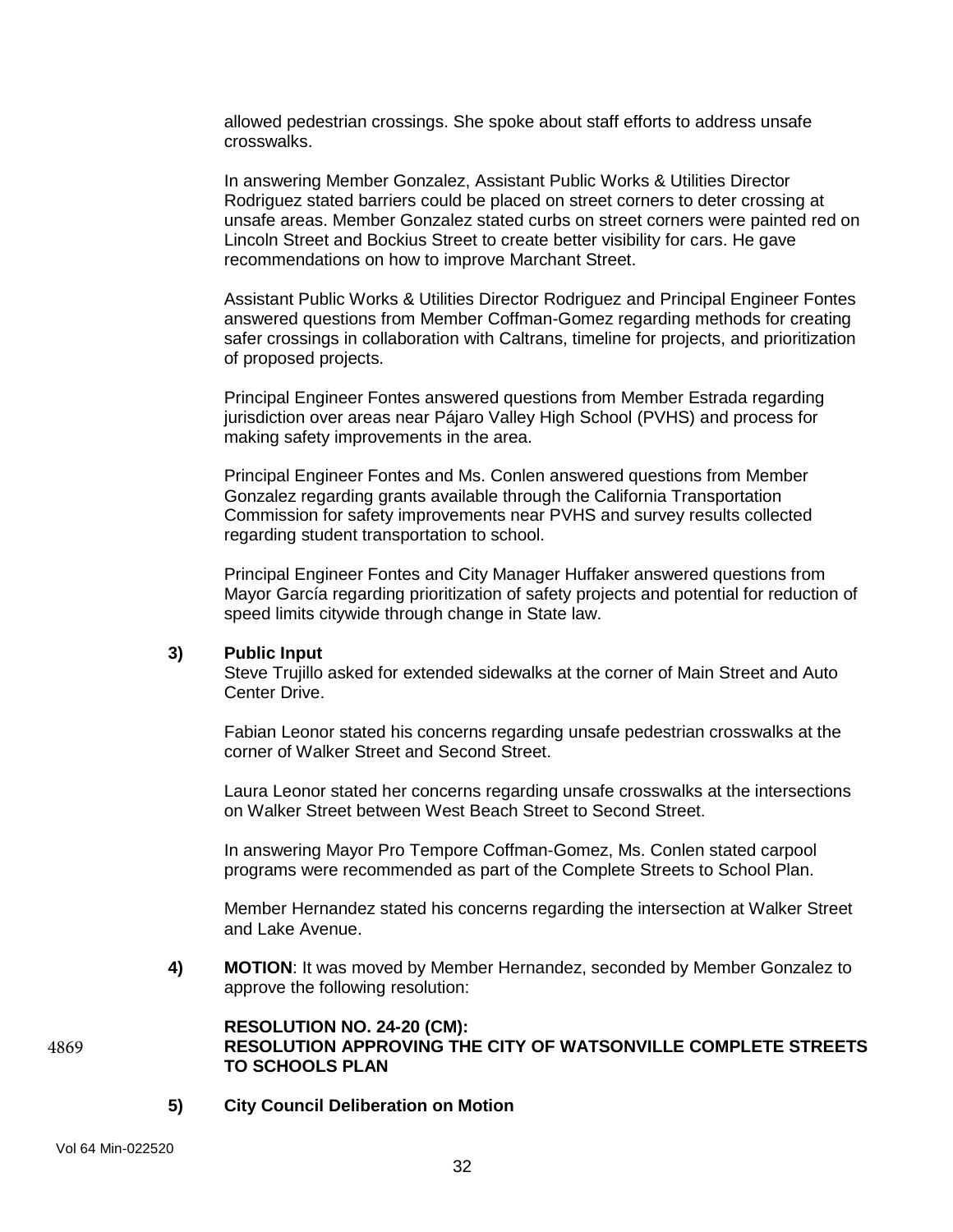allowed pedestrian crossings. She spoke about staff efforts to address unsafe crosswalks.

In answering Member Gonzalez, Assistant Public Works & Utilities Director Rodriguez stated barriers could be placed on street corners to deter crossing at unsafe areas. Member Gonzalez stated curbs on street corners were painted red on Lincoln Street and Bockius Street to create better visibility for cars. He gave recommendations on how to improve Marchant Street.

Assistant Public Works & Utilities Director Rodriguez and Principal Engineer Fontes answered questions from Member Coffman-Gomez regarding methods for creating safer crossings in collaboration with Caltrans, timeline for projects, and prioritization of proposed projects.

Principal Engineer Fontes answered questions from Member Estrada regarding jurisdiction over areas near Pájaro Valley High School (PVHS) and process for making safety improvements in the area.

Principal Engineer Fontes and Ms. Conlen answered questions from Member Gonzalez regarding grants available through the California Transportation Commission for safety improvements near PVHS and survey results collected regarding student transportation to school.

Principal Engineer Fontes and City Manager Huffaker answered questions from Mayor García regarding prioritization of safety projects and potential for reduction of speed limits citywide through change in State law.

**3) Public Input**

Steve Trujillo asked for extended sidewalks at the corner of Main Street and Auto Center Drive.

Fabian Leonor stated his concerns regarding unsafe pedestrian crosswalks at the corner of Walker Street and Second Street.

Laura Leonor stated her concerns regarding unsafe crosswalks at the intersections on Walker Street between West Beach Street to Second Street.

In answering Mayor Pro Tempore Coffman-Gomez, Ms. Conlen stated carpool programs were recommended as part of the Complete Streets to School Plan.

Member Hernandez stated his concerns regarding the intersection at Walker Street and Lake Avenue.

**4) MOTION**: It was moved by Member Hernandez, seconded by Member Gonzalez to approve the following resolution:

4869 **RESOLUTION NO. 24-20 (CM):**
**RESOLUTION APPROVING THE CITY OF WATSONVILLE COMPLETE STREETS TO SCHOOLS PLAN**

**5) City Council Deliberation on Motion**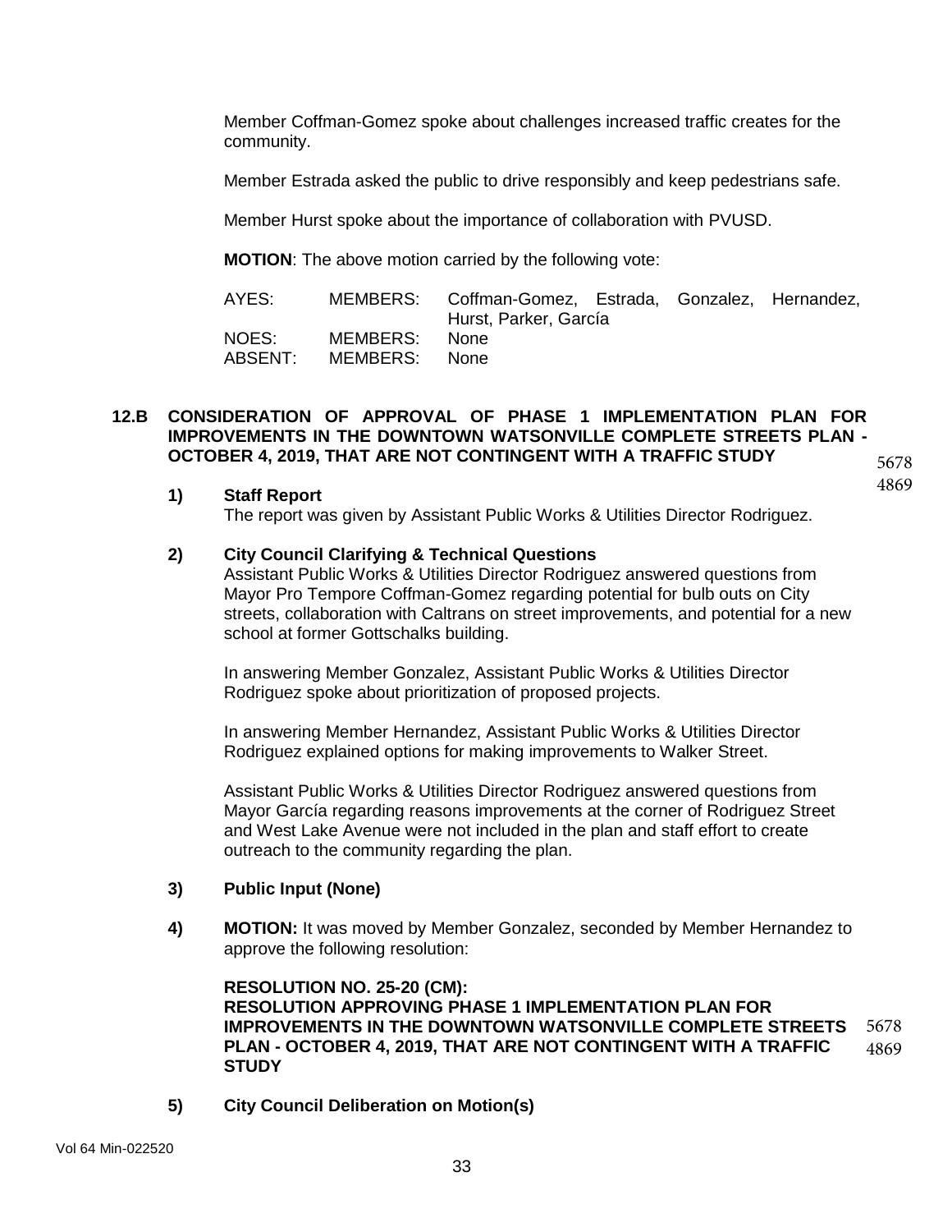Member Coffman-Gomez spoke about challenges increased traffic creates for the community.

Member Estrada asked the public to drive responsibly and keep pedestrians safe.

Member Hurst spoke about the importance of collaboration with PVUSD.

**MOTION**: The above motion carried by the following vote:

| | | |
|---|---|---|
| AYES: | MEMBERS: | Coffman-Gomez, Estrada, Gonzalez, Hernandez, Hurst, Parker, García |
| NOES: | MEMBERS: | None |
| ABSENT: | MEMBERS: | None |

**12.B CONSIDERATION OF APPROVAL OF PHASE 1 IMPLEMENTATION PLAN FOR IMPROVEMENTS IN THE DOWNTOWN WATSONVILLE COMPLETE STREETS PLAN - OCTOBER 4, 2019, THAT ARE NOT CONTINGENT WITH A TRAFFIC STUDY** 5678 4869

**1) Staff Report**

The report was given by Assistant Public Works & Utilities Director Rodriguez.

**2) City Council Clarifying & Technical Questions**

Assistant Public Works & Utilities Director Rodriguez answered questions from Mayor Pro Tempore Coffman-Gomez regarding potential for bulb outs on City streets, collaboration with Caltrans on street improvements, and potential for a new school at former Gottschalks building.

In answering Member Gonzalez, Assistant Public Works & Utilities Director Rodriguez spoke about prioritization of proposed projects.

In answering Member Hernandez, Assistant Public Works & Utilities Director Rodriguez explained options for making improvements to Walker Street.

Assistant Public Works & Utilities Director Rodriguez answered questions from Mayor García regarding reasons improvements at the corner of Rodriguez Street and West Lake Avenue were not included in the plan and staff effort to create outreach to the community regarding the plan.

**3) Public Input (None)**

**4) MOTION:** It was moved by Member Gonzalez, seconded by Member Hernandez to approve the following resolution:

**RESOLUTION NO. 25-20 (CM):**
**RESOLUTION APPROVING PHASE 1 IMPLEMENTATION PLAN FOR IMPROVEMENTS IN THE DOWNTOWN WATSONVILLE COMPLETE STREETS PLAN - OCTOBER 4, 2019, THAT ARE NOT CONTINGENT WITH A TRAFFIC STUDY** 5678 4869

**5) City Council Deliberation on Motion(s)**

Vol 64 Min-022520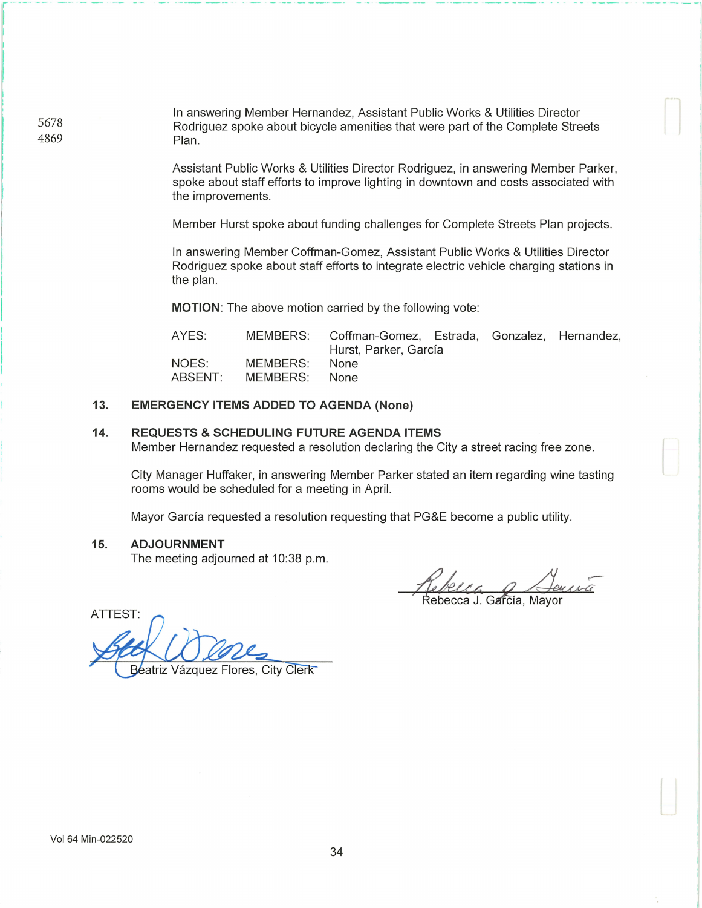5678
4869

In answering Member Hernandez, Assistant Public Works & Utilities Director Rodriguez spoke about bicycle amenities that were part of the Complete Streets Plan.

Assistant Public Works & Utilities Director Rodriguez, in answering Member Parker, spoke about staff efforts to improve lighting in downtown and costs associated with the improvements.

Member Hurst spoke about funding challenges for Complete Streets Plan projects.

In answering Member Coffman-Gomez, Assistant Public Works & Utilities Director Rodriguez spoke about staff efforts to integrate electric vehicle charging stations in the plan.

**MOTION**: The above motion carried by the following vote:

| | | |
|---|---|---|
| AYES: | MEMBERS: | Coffman-Gomez, Estrada, Gonzalez, Hernandez, Hurst, Parker, García |
| NOES: | MEMBERS: | None |
| ABSENT: | MEMBERS: | None |

## 13. EMERGENCY ITEMS ADDED TO AGENDA (None)

## 14. REQUESTS & SCHEDULING FUTURE AGENDA ITEMS

Member Hernandez requested a resolution declaring the City a street racing free zone.

City Manager Huffaker, in answering Member Parker stated an item regarding wine tasting rooms would be scheduled for a meeting in April.

Mayor García requested a resolution requesting that PG&E become a public utility.

## 15. ADJOURNMENT

The meeting adjourned at 10:38 p.m.

Rebecca J. García, Mayor

ATTEST:

Beatriz Vázquez Flores, City Clerk

Vol 64 Min-022520